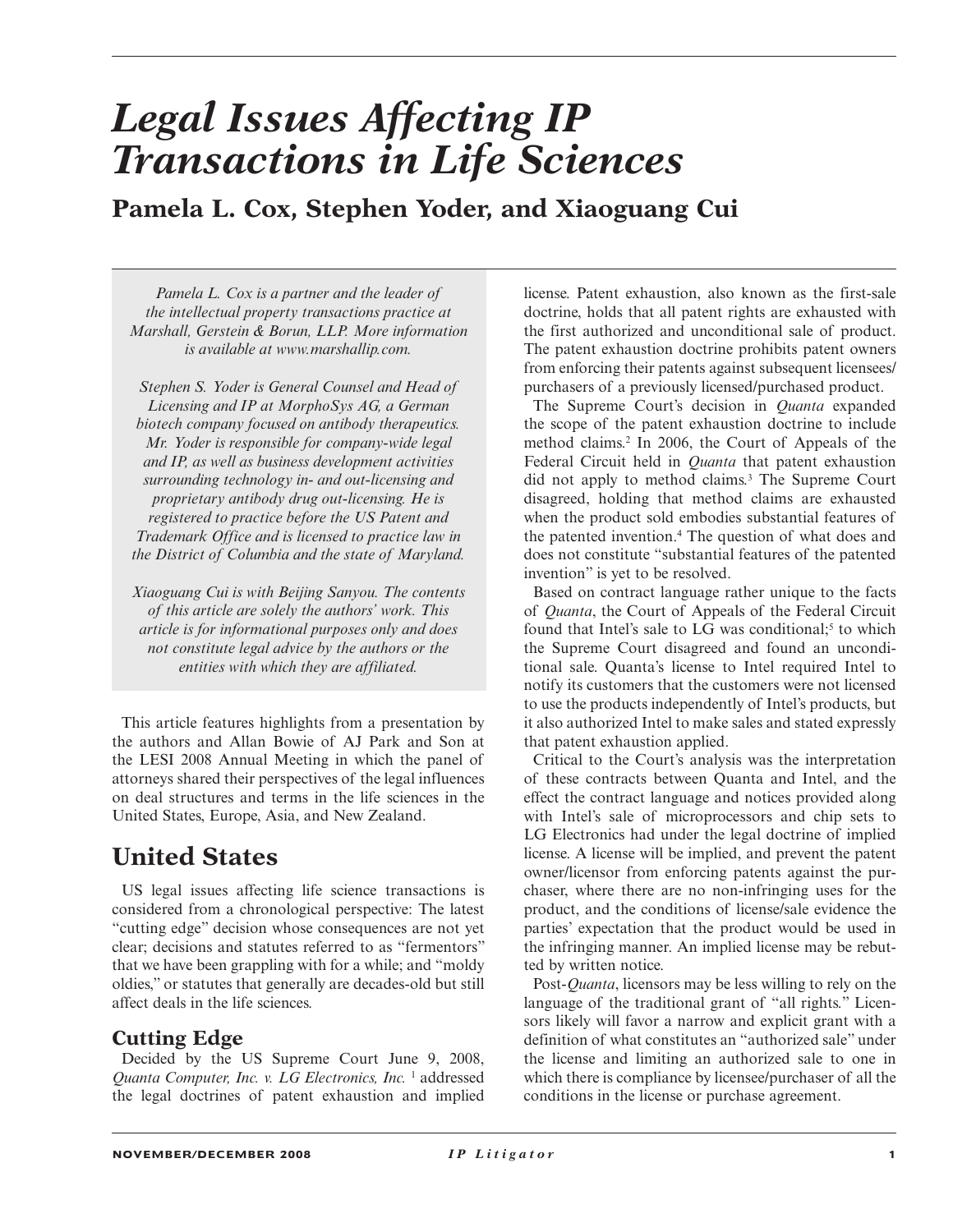# *Legal Issues Affecting IP Transactions in Life Sciences*

## Pamela L. Cox, Stephen Yoder, and Xiaoguang Cui

*Pamela L. Cox is a partner and the leader of the intellectual property transactions practice at Marshall, Gerstein & Borun, LLP. More information is available at www.marshallip.com.*

*Stephen S. Yoder is General Counsel and Head of Licensing and IP at MorphoSys AG, a German biotech company focused on antibody therapeutics. Mr. Yoder is responsible for company-wide legal and IP, as well as business development activities surrounding technology in- and out-licensing and proprietary antibody drug out-licensing. He is registered to practice before the US Patent and Trademark Office and is licensed to practice law in the District of Columbia and the state of Maryland.*

*Xiaoguang Cui is with Beijing Sanyou. The contents of this article are solely the authors' work. This article is for informational purposes only and does not constitute legal advice by the authors or the entities with which they are affiliated.*

This article features highlights from a presentation by the authors and Allan Bowie of AJ Park and Son at the LESI 2008 Annual Meeting in which the panel of attorneys shared their perspectives of the legal influences on deal structures and terms in the life sciences in the United States, Europe, Asia, and New Zealand.

## United States

US legal issues affecting life science transactions is considered from a chronological perspective: The latest "cutting edge" decision whose consequences are not yet clear; decisions and statutes referred to as "fermentors" that we have been grappling with for a while; and "moldy oldies," or statutes that generally are decades-old but still affect deals in the life sciences.

### Cutting Edge

Decided by the US Supreme Court June 9, 2008, *Quanta Computer, Inc. v. LG Electronics, Inc.* [1] addressed the legal doctrines of patent exhaustion and implied license. Patent exhaustion, also known as the first-sale doctrine, holds that all patent rights are exhausted with the first authorized and unconditional sale of product. The patent exhaustion doctrine prohibits patent owners from enforcing their patents against subsequent licensees/purchasers of a previously licensed/purchased product.

The Supreme Court's decision in *Quanta* expanded the scope of the patent exhaustion doctrine to include method claims.[2] In 2006, the Court of Appeals of the Federal Circuit held in *Quanta* that patent exhaustion did not apply to method claims.[3] The Supreme Court disagreed, holding that method claims are exhausted when the product sold embodies substantial features of the patented invention.[4] The question of what does and does not constitute "substantial features of the patented invention" is yet to be resolved.

Based on contract language rather unique to the facts of *Quanta*, the Court of Appeals of the Federal Circuit found that Intel's sale to LG was conditional;[5] to which the Supreme Court disagreed and found an unconditional sale. Quanta's license to Intel required Intel to notify its customers that the customers were not licensed to use the products independently of Intel's products, but it also authorized Intel to make sales and stated expressly that patent exhaustion applied.

Critical to the Court's analysis was the interpretation of these contracts between Quanta and Intel, and the effect the contract language and notices provided along with Intel's sale of microprocessors and chip sets to LG Electronics had under the legal doctrine of implied license. A license will be implied, and prevent the patent owner/licensor from enforcing patents against the purchaser, where there are no non-infringing uses for the product, and the conditions of license/sale evidence the parties' expectation that the product would be used in the infringing manner. An implied license may be rebutted by written notice.

Post-*Quanta*, licensors may be less willing to rely on the language of the traditional grant of "all rights." Licensors likely will favor a narrow and explicit grant with a definition of what constitutes an "authorized sale" under the license and limiting an authorized sale to one in which there is compliance by licensee/purchaser of all the conditions in the license or purchase agreement.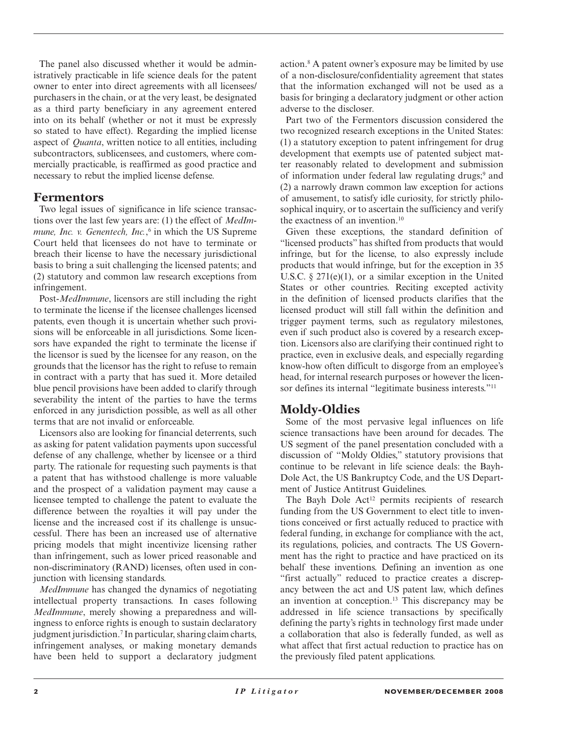The panel also discussed whether it would be administratively practicable in life science deals for the patent owner to enter into direct agreements with all licensees/purchasers in the chain, or at the very least, be designated as a third party beneficiary in any agreement entered into on its behalf (whether or not it must be expressly so stated to have effect). Regarding the implied license aspect of *Quanta*, written notice to all entities, including subcontractors, sublicensees, and customers, where commercially practicable, is reaffirmed as good practice and necessary to rebut the implied license defense.

## Fermentors

Two legal issues of significance in life science transactions over the last few years are: (1) the effect of *MedImmune, Inc. v. Genentech, Inc.*,[6] in which the US Supreme Court held that licensees do not have to terminate or breach their license to have the necessary jurisdictional basis to bring a suit challenging the licensed patents; and (2) statutory and common law research exceptions from infringement.

Post-*MedImmune*, licensors are still including the right to terminate the license if the licensee challenges licensed patents, even though it is uncertain whether such provisions will be enforceable in all jurisdictions. Some licensors have expanded the right to terminate the license if the licensor is sued by the licensee for any reason, on the grounds that the licensor has the right to refuse to remain in contract with a party that has sued it. More detailed blue pencil provisions have been added to clarify through severability the intent of the parties to have the terms enforced in any jurisdiction possible, as well as all other terms that are not invalid or enforceable.

Licensors also are looking for financial deterrents, such as asking for patent validation payments upon successful defense of any challenge, whether by licensee or a third party. The rationale for requesting such payments is that a patent that has withstood challenge is more valuable and the prospect of a validation payment may cause a licensee tempted to challenge the patent to evaluate the difference between the royalties it will pay under the license and the increased cost if its challenge is unsuccessful. There has been an increased use of alternative pricing models that might incentivize licensing rather than infringement, such as lower priced reasonable and non-discriminatory (RAND) licenses, often used in conjunction with licensing standards.

*MedImmune* has changed the dynamics of negotiating intellectual property transactions. In cases following *MedImmune*, merely showing a preparedness and willingness to enforce rights is enough to sustain declaratory judgment jurisdiction.[7] In particular, sharing claim charts, infringement analyses, or making monetary demands have been held to support a declaratory judgment action.[8] A patent owner's exposure may be limited by use of a non-disclosure/confidentiality agreement that states that the information exchanged will not be used as a basis for bringing a declaratory judgment or other action adverse to the discloser.

Part two of the Fermentors discussion considered the two recognized research exceptions in the United States: (1) a statutory exception to patent infringement for drug development that exempts use of patented subject matter reasonably related to development and submission of information under federal law regulating drugs;[9] and (2) a narrowly drawn common law exception for actions of amusement, to satisfy idle curiosity, for strictly philosophical inquiry, or to ascertain the sufficiency and verify the exactness of an invention.[10]

Given these exceptions, the standard definition of "licensed products" has shifted from products that would infringe, but for the license, to also expressly include products that would infringe, but for the exception in 35 U.S.C. § 271(e)(1), or a similar exception in the United States or other countries. Reciting excepted activity in the definition of licensed products clarifies that the licensed product will still fall within the definition and trigger payment terms, such as regulatory milestones, even if such product also is covered by a research exception. Licensors also are clarifying their continued right to practice, even in exclusive deals, and especially regarding know-how often difficult to disgorge from an employee's head, for internal research purposes or however the licensor defines its internal "legitimate business interests."[11]

## Moldy-Oldies

Some of the most pervasive legal influences on life science transactions have been around for decades. The US segment of the panel presentation concluded with a discussion of "Moldy Oldies," statutory provisions that continue to be relevant in life science deals: the Bayh-Dole Act, the US Bankruptcy Code, and the US Department of Justice Antitrust Guidelines.

The Bayh Dole Act[12] permits recipients of research funding from the US Government to elect title to inventions conceived or first actually reduced to practice with federal funding, in exchange for compliance with the act, its regulations, policies, and contracts. The US Government has the right to practice and have practiced on its behalf these inventions. Defining an invention as one "first actually" reduced to practice creates a discrepancy between the act and US patent law, which defines an invention at conception.[13] This discrepancy may be addressed in life science transactions by specifically defining the party's rights in technology first made under a collaboration that also is federally funded, as well as what affect that first actual reduction to practice has on the previously filed patent applications.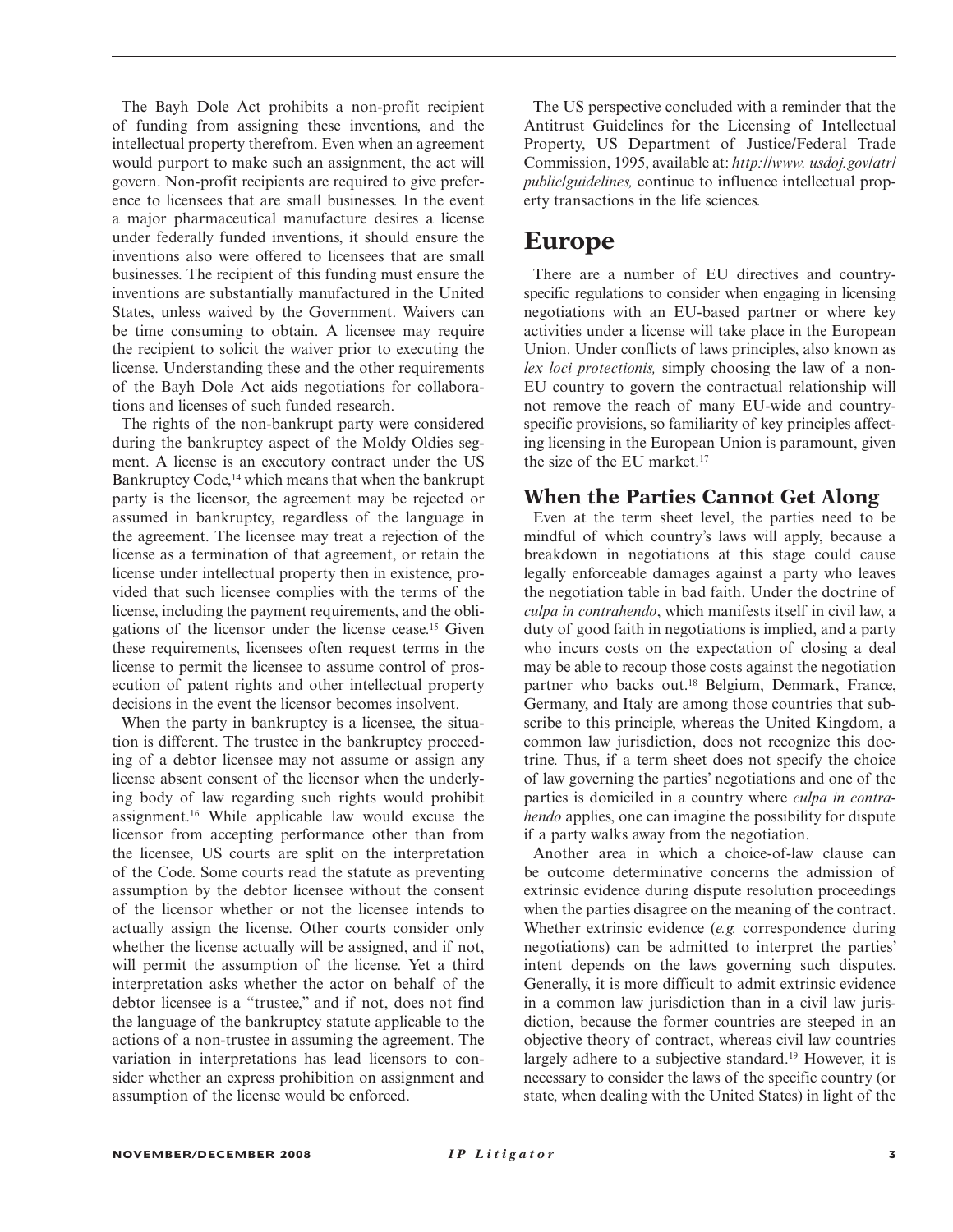The Bayh Dole Act prohibits a non-profit recipient of funding from assigning these inventions, and the intellectual property therefrom. Even when an agreement would purport to make such an assignment, the act will govern. Non-profit recipients are required to give preference to licensees that are small businesses. In the event a major pharmaceutical manufacture desires a license under federally funded inventions, it should ensure the inventions also were offered to licensees that are small businesses. The recipient of this funding must ensure the inventions are substantially manufactured in the United States, unless waived by the Government. Waivers can be time consuming to obtain. A licensee may require the recipient to solicit the waiver prior to executing the license. Understanding these and the other requirements of the Bayh Dole Act aids negotiations for collaborations and licenses of such funded research.

The rights of the non-bankrupt party were considered during the bankruptcy aspect of the Moldy Oldies segment. A license is an executory contract under the US Bankruptcy Code,[14] which means that when the bankrupt party is the licensor, the agreement may be rejected or assumed in bankruptcy, regardless of the language in the agreement. The licensee may treat a rejection of the license as a termination of that agreement, or retain the license under intellectual property then in existence, provided that such licensee complies with the terms of the license, including the payment requirements, and the obligations of the licensor under the license cease.[15] Given these requirements, licensees often request terms in the license to permit the licensee to assume control of prosecution of patent rights and other intellectual property decisions in the event the licensor becomes insolvent.

When the party in bankruptcy is a licensee, the situation is different. The trustee in the bankruptcy proceeding of a debtor licensee may not assume or assign any license absent consent of the licensor when the underlying body of law regarding such rights would prohibit assignment.[16] While applicable law would excuse the licensor from accepting performance other than from the licensee, US courts are split on the interpretation of the Code. Some courts read the statute as preventing assumption by the debtor licensee without the consent of the licensor whether or not the licensee intends to actually assign the license. Other courts consider only whether the license actually will be assigned, and if not, will permit the assumption of the license. Yet a third interpretation asks whether the actor on behalf of the debtor licensee is a "trustee," and if not, does not find the language of the bankruptcy statute applicable to the actions of a non-trustee in assuming the agreement. The variation in interpretations has lead licensors to consider whether an express prohibition on assignment and assumption of the license would be enforced.

The US perspective concluded with a reminder that the Antitrust Guidelines for the Licensing of Intellectual Property, US Department of Justice/Federal Trade Commission, 1995, available at: *http://www.usdoj.gov/atr/public/guidelines,* continue to influence intellectual property transactions in the life sciences.

# Europe

There are a number of EU directives and country-specific regulations to consider when engaging in licensing negotiations with an EU-based partner or where key activities under a license will take place in the European Union. Under conflicts of laws principles, also known as *lex loci protectionis,* simply choosing the law of a non-EU country to govern the contractual relationship will not remove the reach of many EU-wide and country-specific provisions, so familiarity of key principles affecting licensing in the European Union is paramount, given the size of the EU market.[17]

## When the Parties Cannot Get Along

Even at the term sheet level, the parties need to be mindful of which country's laws will apply, because a breakdown in negotiations at this stage could cause legally enforceable damages against a party who leaves the negotiation table in bad faith. Under the doctrine of *culpa in contrahendo*, which manifests itself in civil law, a duty of good faith in negotiations is implied, and a party who incurs costs on the expectation of closing a deal may be able to recoup those costs against the negotiation partner who backs out.[18] Belgium, Denmark, France, Germany, and Italy are among those countries that subscribe to this principle, whereas the United Kingdom, a common law jurisdiction, does not recognize this doctrine. Thus, if a term sheet does not specify the choice of law governing the parties' negotiations and one of the parties is domiciled in a country where *culpa in contrahendo* applies, one can imagine the possibility for dispute if a party walks away from the negotiation.

Another area in which a choice-of-law clause can be outcome determinative concerns the admission of extrinsic evidence during dispute resolution proceedings when the parties disagree on the meaning of the contract. Whether extrinsic evidence (*e.g.* correspondence during negotiations) can be admitted to interpret the parties' intent depends on the laws governing such disputes. Generally, it is more difficult to admit extrinsic evidence in a common law jurisdiction than in a civil law jurisdiction, because the former countries are steeped in an objective theory of contract, whereas civil law countries largely adhere to a subjective standard.[19] However, it is necessary to consider the laws of the specific country (or state, when dealing with the United States) in light of the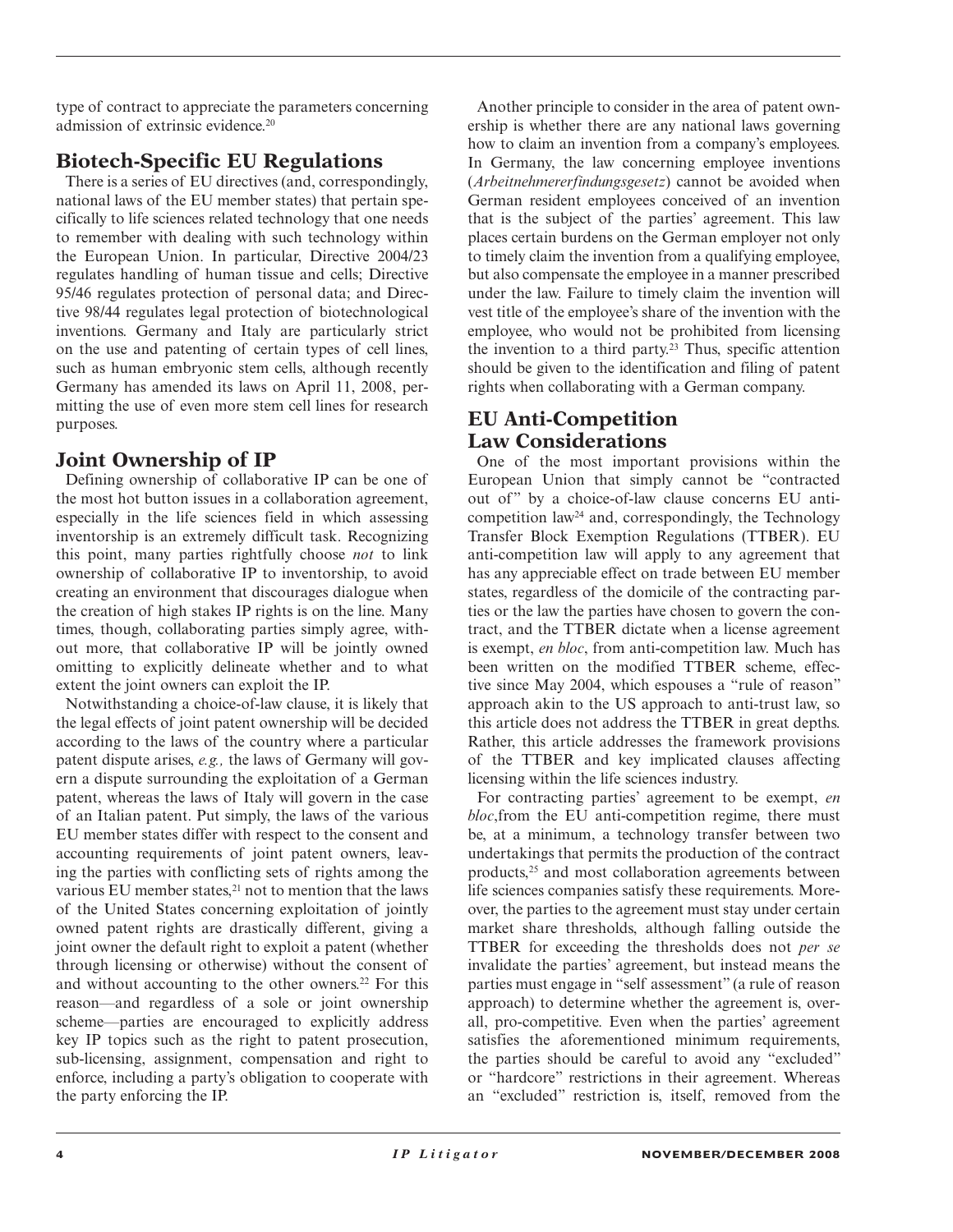type of contract to appreciate the parameters concerning admission of extrinsic evidence.[20]

## Biotech-Specific EU Regulations

There is a series of EU directives (and, correspondingly, national laws of the EU member states) that pertain specifically to life sciences related technology that one needs to remember with dealing with such technology within the European Union. In particular, Directive 2004/23 regulates handling of human tissue and cells; Directive 95/46 regulates protection of personal data; and Directive 98/44 regulates legal protection of biotechnological inventions. Germany and Italy are particularly strict on the use and patenting of certain types of cell lines, such as human embryonic stem cells, although recently Germany has amended its laws on April 11, 2008, permitting the use of even more stem cell lines for research purposes.

## Joint Ownership of IP

Defining ownership of collaborative IP can be one of the most hot button issues in a collaboration agreement, especially in the life sciences field in which assessing inventorship is an extremely difficult task. Recognizing this point, many parties rightfully choose *not* to link ownership of collaborative IP to inventorship, to avoid creating an environment that discourages dialogue when the creation of high stakes IP rights is on the line. Many times, though, collaborating parties simply agree, without more, that collaborative IP will be jointly owned omitting to explicitly delineate whether and to what extent the joint owners can exploit the IP.

Notwithstanding a choice-of-law clause, it is likely that the legal effects of joint patent ownership will be decided according to the laws of the country where a particular patent dispute arises, *e.g.,* the laws of Germany will govern a dispute surrounding the exploitation of a German patent, whereas the laws of Italy will govern in the case of an Italian patent. Put simply, the laws of the various EU member states differ with respect to the consent and accounting requirements of joint patent owners, leaving the parties with conflicting sets of rights among the various EU member states,[21] not to mention that the laws of the United States concerning exploitation of jointly owned patent rights are drastically different, giving a joint owner the default right to exploit a patent (whether through licensing or otherwise) without the consent of and without accounting to the other owners.[22] For this reason—and regardless of a sole or joint ownership scheme—parties are encouraged to explicitly address key IP topics such as the right to patent prosecution, sub-licensing, assignment, compensation and right to enforce, including a party's obligation to cooperate with the party enforcing the IP.

Another principle to consider in the area of patent ownership is whether there are any national laws governing how to claim an invention from a company's employees. In Germany, the law concerning employee inventions (*Arbeitnehmererfindungsgesetz*) cannot be avoided when German resident employees conceived of an invention that is the subject of the parties' agreement. This law places certain burdens on the German employer not only to timely claim the invention from a qualifying employee, but also compensate the employee in a manner prescribed under the law. Failure to timely claim the invention will vest title of the employee's share of the invention with the employee, who would not be prohibited from licensing the invention to a third party.[23] Thus, specific attention should be given to the identification and filing of patent rights when collaborating with a German company.

## EU Anti-Competition Law Considerations

One of the most important provisions within the European Union that simply cannot be "contracted out of" by a choice-of-law clause concerns EU anti-competition law[24] and, correspondingly, the Technology Transfer Block Exemption Regulations (TTBER). EU anti-competition law will apply to any agreement that has any appreciable effect on trade between EU member states, regardless of the domicile of the contracting parties or the law the parties have chosen to govern the contract, and the TTBER dictate when a license agreement is exempt, *en bloc*, from anti-competition law. Much has been written on the modified TTBER scheme, effective since May 2004, which espouses a "rule of reason" approach akin to the US approach to anti-trust law, so this article does not address the TTBER in great depths. Rather, this article addresses the framework provisions of the TTBER and key implicated clauses affecting licensing within the life sciences industry.

For contracting parties' agreement to be exempt, *en bloc*,from the EU anti-competition regime, there must be, at a minimum, a technology transfer between two undertakings that permits the production of the contract products,[25] and most collaboration agreements between life sciences companies satisfy these requirements. Moreover, the parties to the agreement must stay under certain market share thresholds, although falling outside the TTBER for exceeding the thresholds does not *per se* invalidate the parties' agreement, but instead means the parties must engage in "self assessment" (a rule of reason approach) to determine whether the agreement is, overall, pro-competitive. Even when the parties' agreement satisfies the aforementioned minimum requirements, the parties should be careful to avoid any "excluded" or "hardcore" restrictions in their agreement. Whereas an "excluded" restriction is, itself, removed from the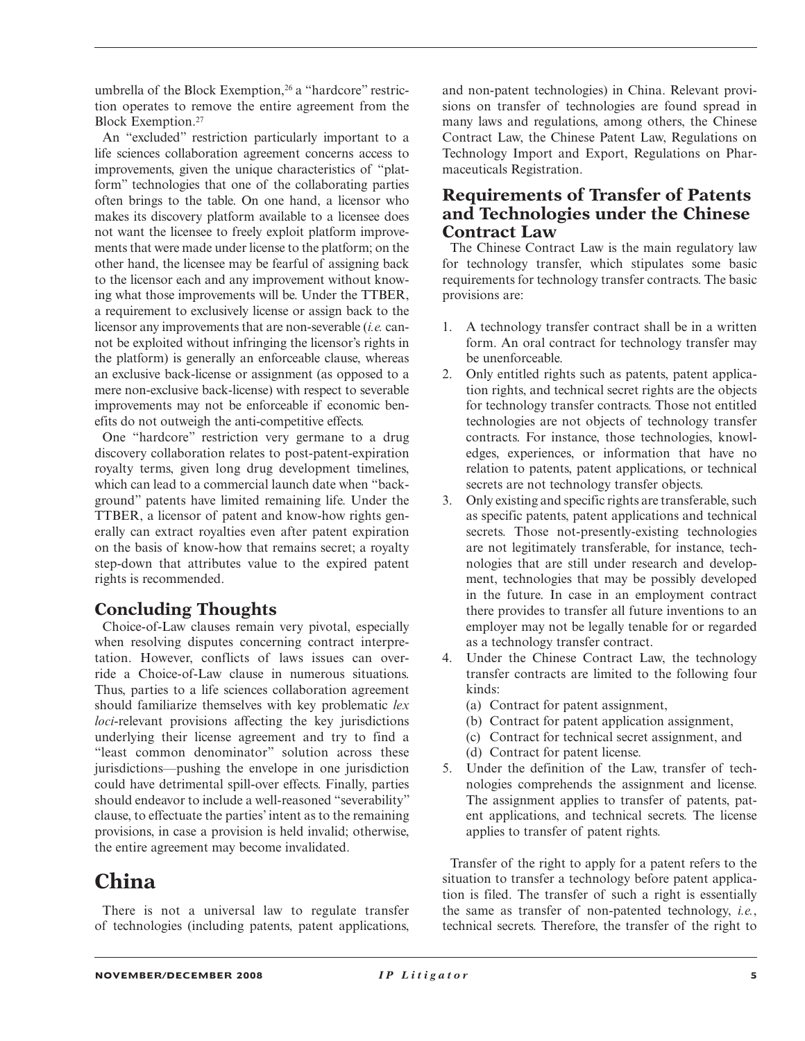umbrella of the Block Exemption,[26] a "hardcore" restriction operates to remove the entire agreement from the Block Exemption.[27]

An "excluded" restriction particularly important to a life sciences collaboration agreement concerns access to improvements, given the unique characteristics of "platform" technologies that one of the collaborating parties often brings to the table. On one hand, a licensor who makes its discovery platform available to a licensee does not want the licensee to freely exploit platform improvements that were made under license to the platform; on the other hand, the licensee may be fearful of assigning back to the licensor each and any improvement without knowing what those improvements will be. Under the TTBER, a requirement to exclusively license or assign back to the licensor any improvements that are non-severable (*i.e.* cannot be exploited without infringing the licensor's rights in the platform) is generally an enforceable clause, whereas an exclusive back-license or assignment (as opposed to a mere non-exclusive back-license) with respect to severable improvements may not be enforceable if economic benefits do not outweigh the anti-competitive effects.

One "hardcore" restriction very germane to a drug discovery collaboration relates to post-patent-expiration royalty terms, given long drug development timelines, which can lead to a commercial launch date when "background" patents have limited remaining life. Under the TTBER, a licensor of patent and know-how rights generally can extract royalties even after patent expiration on the basis of know-how that remains secret; a royalty step-down that attributes value to the expired patent rights is recommended.

## Concluding Thoughts

Choice-of-Law clauses remain very pivotal, especially when resolving disputes concerning contract interpretation. However, conflicts of laws issues can override a Choice-of-Law clause in numerous situations. Thus, parties to a life sciences collaboration agreement should familiarize themselves with key problematic *lex loci*-relevant provisions affecting the key jurisdictions underlying their license agreement and try to find a "least common denominator" solution across these jurisdictions—pushing the envelope in one jurisdiction could have detrimental spill-over effects. Finally, parties should endeavor to include a well-reasoned "severability" clause, to effectuate the parties' intent as to the remaining provisions, in case a provision is held invalid; otherwise, the entire agreement may become invalidated.

# China

There is not a universal law to regulate transfer of technologies (including patents, patent applications, and non-patent technologies) in China. Relevant provisions on transfer of technologies are found spread in many laws and regulations, among others, the Chinese Contract Law, the Chinese Patent Law, Regulations on Technology Import and Export, Regulations on Pharmaceuticals Registration.

## Requirements of Transfer of Patents and Technologies under the Chinese Contract Law

The Chinese Contract Law is the main regulatory law for technology transfer, which stipulates some basic requirements for technology transfer contracts. The basic provisions are:

1. A technology transfer contract shall be in a written form. An oral contract for technology transfer may be unenforceable.
2. Only entitled rights such as patents, patent application rights, and technical secret rights are the objects for technology transfer contracts. Those not entitled technologies are not objects of technology transfer contracts. For instance, those technologies, knowledges, experiences, or information that have no relation to patents, patent applications, or technical secrets are not technology transfer objects.
3. Only existing and specific rights are transferable, such as specific patents, patent applications and technical secrets. Those not-presently-existing technologies are not legitimately transferable, for instance, technologies that are still under research and development, technologies that may be possibly developed in the future. In case in an employment contract there provides to transfer all future inventions to an employer may not be legally tenable for or regarded as a technology transfer contract.
4. Under the Chinese Contract Law, the technology transfer contracts are limited to the following four kinds:
   (a) Contract for patent assignment,
   (b) Contract for patent application assignment,
   (c) Contract for technical secret assignment, and
   (d) Contract for patent license.
5. Under the definition of the Law, transfer of technologies comprehends the assignment and license. The assignment applies to transfer of patents, patent applications, and technical secrets. The license applies to transfer of patent rights.

Transfer of the right to apply for a patent refers to the situation to transfer a technology before patent application is filed. The transfer of such a right is essentially the same as transfer of non-patented technology, *i.e.*, technical secrets. Therefore, the transfer of the right to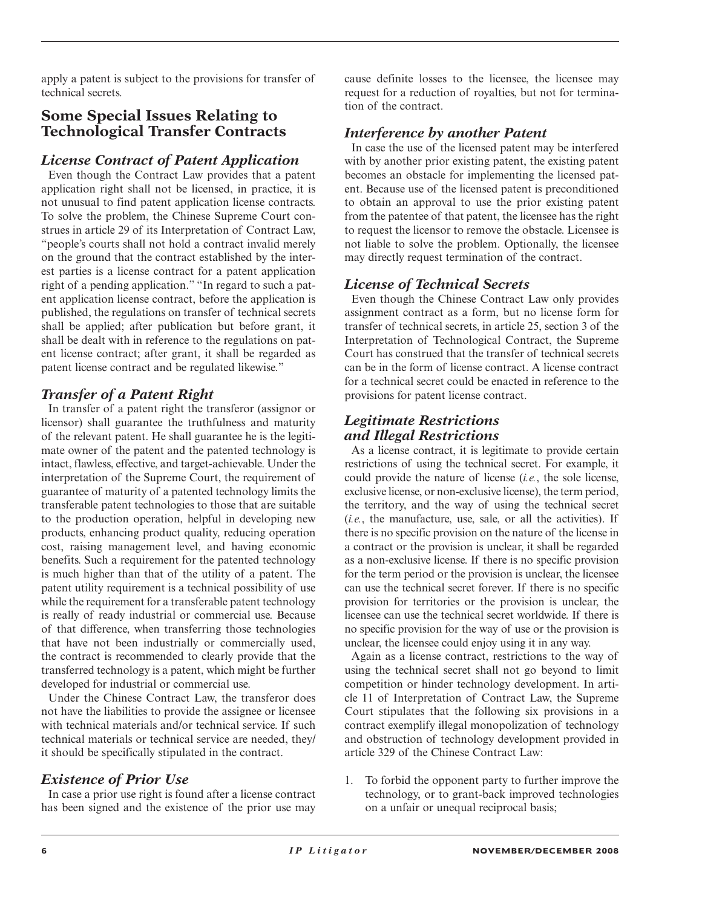apply a patent is subject to the provisions for transfer of technical secrets.

## Some Special Issues Relating to Technological Transfer Contracts

### *License Contract of Patent Application*

Even though the Contract Law provides that a patent application right shall not be licensed, in practice, it is not unusual to find patent application license contracts. To solve the problem, the Chinese Supreme Court construes in article 29 of its Interpretation of Contract Law, "people's courts shall not hold a contract invalid merely on the ground that the contract established by the interest parties is a license contract for a patent application right of a pending application." "In regard to such a patent application license contract, before the application is published, the regulations on transfer of technical secrets shall be applied; after publication but before grant, it shall be dealt with in reference to the regulations on patent license contract; after grant, it shall be regarded as patent license contract and be regulated likewise."

### *Transfer of a Patent Right*

In transfer of a patent right the transferor (assignor or licensor) shall guarantee the truthfulness and maturity of the relevant patent. He shall guarantee he is the legitimate owner of the patent and the patented technology is intact, flawless, effective, and target-achievable. Under the interpretation of the Supreme Court, the requirement of guarantee of maturity of a patented technology limits the transferable patent technologies to those that are suitable to the production operation, helpful in developing new products, enhancing product quality, reducing operation cost, raising management level, and having economic benefits. Such a requirement for the patented technology is much higher than that of the utility of a patent. The patent utility requirement is a technical possibility of use while the requirement for a transferable patent technology is really of ready industrial or commercial use. Because of that difference, when transferring those technologies that have not been industrially or commercially used, the contract is recommended to clearly provide that the transferred technology is a patent, which might be further developed for industrial or commercial use.

Under the Chinese Contract Law, the transferor does not have the liabilities to provide the assignee or licensee with technical materials and/or technical service. If such technical materials or technical service are needed, they/it should be specifically stipulated in the contract.

### *Existence of Prior Use*

In case a prior use right is found after a license contract has been signed and the existence of the prior use may cause definite losses to the licensee, the licensee may request for a reduction of royalties, but not for termination of the contract.

### *Interference by another Patent*

In case the use of the licensed patent may be interfered with by another prior existing patent, the existing patent becomes an obstacle for implementing the licensed patent. Because use of the licensed patent is preconditioned to obtain an approval to use the prior existing patent from the patentee of that patent, the licensee has the right to request the licensor to remove the obstacle. Licensee is not liable to solve the problem. Optionally, the licensee may directly request termination of the contract.

### *License of Technical Secrets*

Even though the Chinese Contract Law only provides assignment contract as a form, but no license form for transfer of technical secrets, in article 25, section 3 of the Interpretation of Technological Contract, the Supreme Court has construed that the transfer of technical secrets can be in the form of license contract. A license contract for a technical secret could be enacted in reference to the provisions for patent license contract.

### *Legitimate Restrictions and Illegal Restrictions*

As a license contract, it is legitimate to provide certain restrictions of using the technical secret. For example, it could provide the nature of license (*i.e.*, the sole license, exclusive license, or non-exclusive license), the term period, the territory, and the way of using the technical secret (*i.e.*, the manufacture, use, sale, or all the activities). If there is no specific provision on the nature of the license in a contract or the provision is unclear, it shall be regarded as a non-exclusive license. If there is no specific provision for the term period or the provision is unclear, the licensee can use the technical secret forever. If there is no specific provision for territories or the provision is unclear, the licensee can use the technical secret worldwide. If there is no specific provision for the way of use or the provision is unclear, the licensee could enjoy using it in any way.

Again as a license contract, restrictions to the way of using the technical secret shall not go beyond to limit competition or hinder technology development. In article 11 of Interpretation of Contract Law, the Supreme Court stipulates that the following six provisions in a contract exemplify illegal monopolization of technology and obstruction of technology development provided in article 329 of the Chinese Contract Law:

1. To forbid the opponent party to further improve the technology, or to grant-back improved technologies on a unfair or unequal reciprocal basis;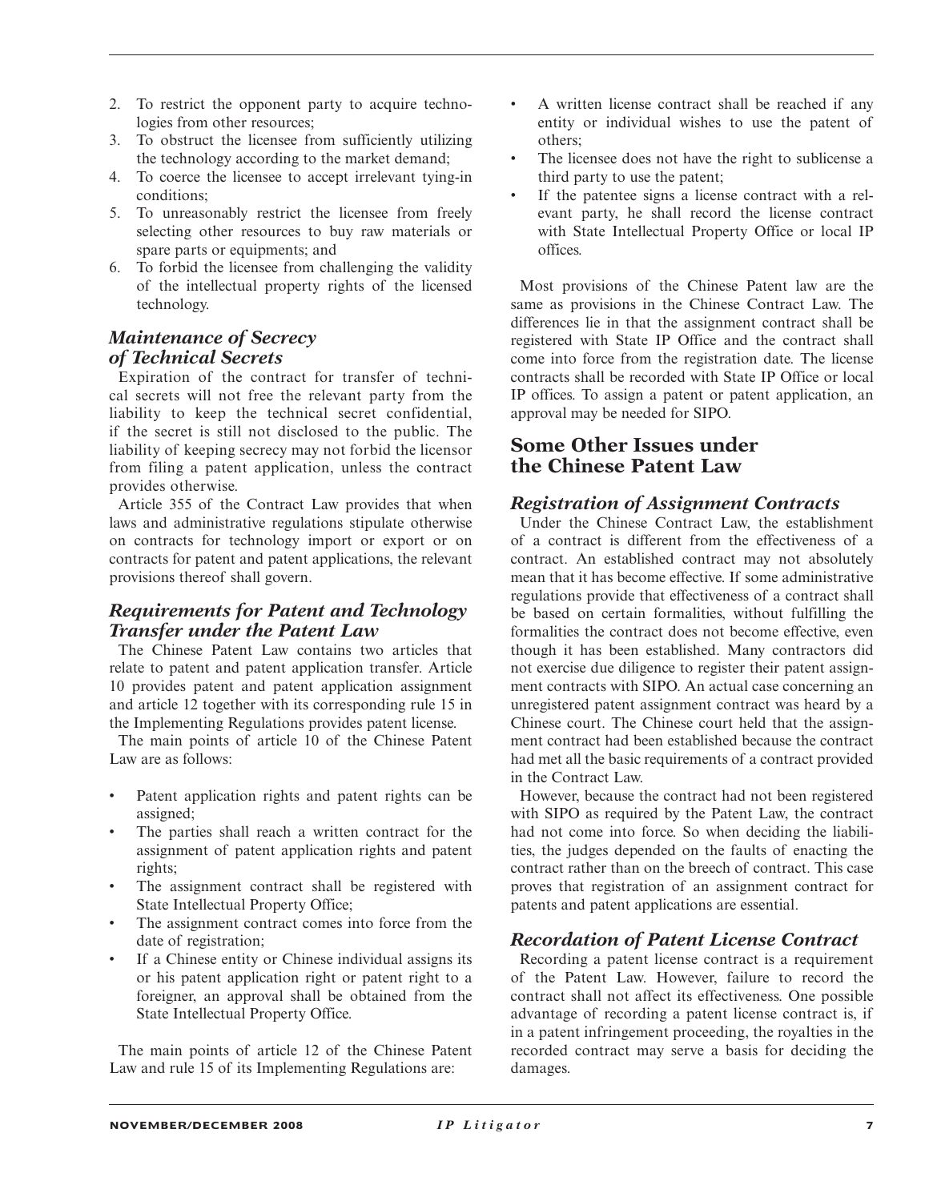2. To restrict the opponent party to acquire technologies from other resources;
3. To obstruct the licensee from sufficiently utilizing the technology according to the market demand;
4. To coerce the licensee to accept irrelevant tying-in conditions;
5. To unreasonably restrict the licensee from freely selecting other resources to buy raw materials or spare parts or equipments; and
6. To forbid the licensee from challenging the validity of the intellectual property rights of the licensed technology.

### *Maintenance of Secrecy of Technical Secrets*

Expiration of the contract for transfer of technical secrets will not free the relevant party from the liability to keep the technical secret confidential, if the secret is still not disclosed to the public. The liability of keeping secrecy may not forbid the licensor from filing a patent application, unless the contract provides otherwise.

Article 355 of the Contract Law provides that when laws and administrative regulations stipulate otherwise on contracts for technology import or export or on contracts for patent and patent applications, the relevant provisions thereof shall govern.

### *Requirements for Patent and Technology Transfer under the Patent Law*

The Chinese Patent Law contains two articles that relate to patent and patent application transfer. Article 10 provides patent and patent application assignment and article 12 together with its corresponding rule 15 in the Implementing Regulations provides patent license.

The main points of article 10 of the Chinese Patent Law are as follows:

- Patent application rights and patent rights can be assigned;
- The parties shall reach a written contract for the assignment of patent application rights and patent rights;
- The assignment contract shall be registered with State Intellectual Property Office;
- The assignment contract comes into force from the date of registration;
- If a Chinese entity or Chinese individual assigns its or his patent application right or patent right to a foreigner, an approval shall be obtained from the State Intellectual Property Office.

The main points of article 12 of the Chinese Patent Law and rule 15 of its Implementing Regulations are:

- A written license contract shall be reached if any entity or individual wishes to use the patent of others;
- The licensee does not have the right to sublicense a third party to use the patent;
- If the patentee signs a license contract with a relevant party, he shall record the license contract with State Intellectual Property Office or local IP offices.

Most provisions of the Chinese Patent law are the same as provisions in the Chinese Contract Law. The differences lie in that the assignment contract shall be registered with State IP Office and the contract shall come into force from the registration date. The license contracts shall be recorded with State IP Office or local IP offices. To assign a patent or patent application, an approval may be needed for SIPO.

## Some Other Issues under the Chinese Patent Law

### *Registration of Assignment Contracts*

Under the Chinese Contract Law, the establishment of a contract is different from the effectiveness of a contract. An established contract may not absolutely mean that it has become effective. If some administrative regulations provide that effectiveness of a contract shall be based on certain formalities, without fulfilling the formalities the contract does not become effective, even though it has been established. Many contractors did not exercise due diligence to register their patent assignment contracts with SIPO. An actual case concerning an unregistered patent assignment contract was heard by a Chinese court. The Chinese court held that the assignment contract had been established because the contract had met all the basic requirements of a contract provided in the Contract Law.

However, because the contract had not been registered with SIPO as required by the Patent Law, the contract had not come into force. So when deciding the liabilities, the judges depended on the faults of enacting the contract rather than on the breech of contract. This case proves that registration of an assignment contract for patents and patent applications are essential.

### *Recordation of Patent License Contract*

Recording a patent license contract is a requirement of the Patent Law. However, failure to record the contract shall not affect its effectiveness. One possible advantage of recording a patent license contract is, if in a patent infringement proceeding, the royalties in the recorded contract may serve a basis for deciding the damages.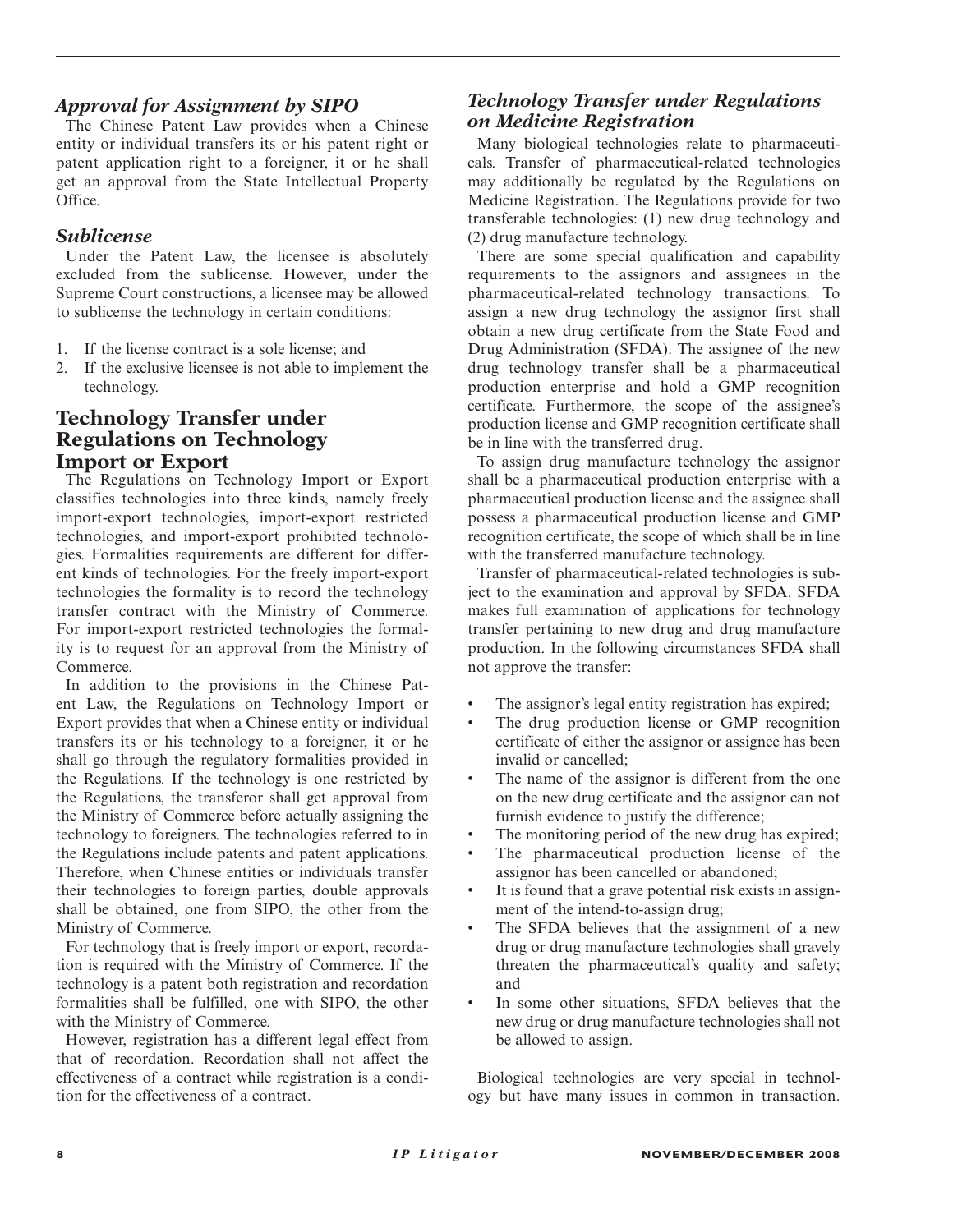### *Approval for Assignment by SIPO*

The Chinese Patent Law provides when a Chinese entity or individual transfers its or his patent right or patent application right to a foreigner, it or he shall get an approval from the State Intellectual Property Office.

### *Sublicense*

Under the Patent Law, the licensee is absolutely excluded from the sublicense. However, under the Supreme Court constructions, a licensee may be allowed to sublicense the technology in certain conditions:

1. If the license contract is a sole license; and
2. If the exclusive licensee is not able to implement the technology.

## Technology Transfer under Regulations on Technology Import or Export

The Regulations on Technology Import or Export classifies technologies into three kinds, namely freely import-export technologies, import-export restricted technologies, and import-export prohibited technologies. Formalities requirements are different for different kinds of technologies. For the freely import-export technologies the formality is to record the technology transfer contract with the Ministry of Commerce. For import-export restricted technologies the formality is to request for an approval from the Ministry of Commerce.

In addition to the provisions in the Chinese Patent Law, the Regulations on Technology Import or Export provides that when a Chinese entity or individual transfers its or his technology to a foreigner, it or he shall go through the regulatory formalities provided in the Regulations. If the technology is one restricted by the Regulations, the transferor shall get approval from the Ministry of Commerce before actually assigning the technology to foreigners. The technologies referred to in the Regulations include patents and patent applications. Therefore, when Chinese entities or individuals transfer their technologies to foreign parties, double approvals shall be obtained, one from SIPO, the other from the Ministry of Commerce.

For technology that is freely import or export, recordation is required with the Ministry of Commerce. If the technology is a patent both registration and recordation formalities shall be fulfilled, one with SIPO, the other with the Ministry of Commerce.

However, registration has a different legal effect from that of recordation. Recordation shall not affect the effectiveness of a contract while registration is a condition for the effectiveness of a contract.

### *Technology Transfer under Regulations on Medicine Registration*

Many biological technologies relate to pharmaceuticals. Transfer of pharmaceutical-related technologies may additionally be regulated by the Regulations on Medicine Registration. The Regulations provide for two transferable technologies: (1) new drug technology and (2) drug manufacture technology.

There are some special qualification and capability requirements to the assignors and assignees in the pharmaceutical-related technology transactions. To assign a new drug technology the assignor first shall obtain a new drug certificate from the State Food and Drug Administration (SFDA). The assignee of the new drug technology transfer shall be a pharmaceutical production enterprise and hold a GMP recognition certificate. Furthermore, the scope of the assignee's production license and GMP recognition certificate shall be in line with the transferred drug.

To assign drug manufacture technology the assignor shall be a pharmaceutical production enterprise with a pharmaceutical production license and the assignee shall possess a pharmaceutical production license and GMP recognition certificate, the scope of which shall be in line with the transferred manufacture technology.

Transfer of pharmaceutical-related technologies is subject to the examination and approval by SFDA. SFDA makes full examination of applications for technology transfer pertaining to new drug and drug manufacture production. In the following circumstances SFDA shall not approve the transfer:

- The assignor's legal entity registration has expired;
- The drug production license or GMP recognition certificate of either the assignor or assignee has been invalid or cancelled;
- The name of the assignor is different from the one on the new drug certificate and the assignor can not furnish evidence to justify the difference;
- The monitoring period of the new drug has expired;
- The pharmaceutical production license of the assignor has been cancelled or abandoned;
- It is found that a grave potential risk exists in assignment of the intend-to-assign drug;
- The SFDA believes that the assignment of a new drug or drug manufacture technologies shall gravely threaten the pharmaceutical's quality and safety; and
- In some other situations, SFDA believes that the new drug or drug manufacture technologies shall not be allowed to assign.

Biological technologies are very special in technology but have many issues in common in transaction.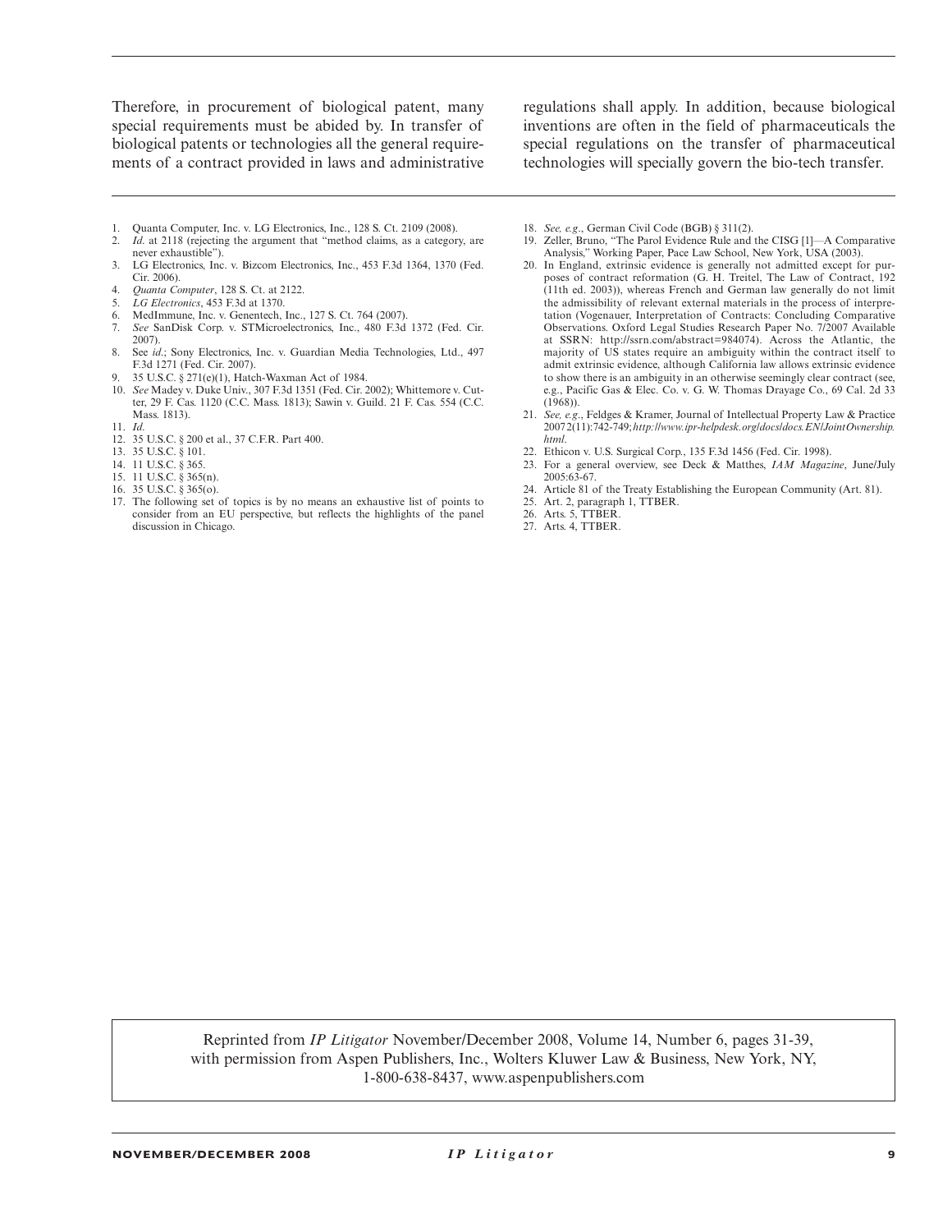Therefore, in procurement of biological patent, many special requirements must be abided by. In transfer of biological patents or technologies all the general requirements of a contract provided in laws and administrative regulations shall apply. In addition, because biological inventions are often in the field of pharmaceuticals the special regulations on the transfer of pharmaceutical technologies will specially govern the bio-tech transfer.

---

1. Quanta Computer, Inc. v. LG Electronics, Inc., 128 S. Ct. 2109 (2008).
2. *Id.* at 2118 (rejecting the argument that "method claims, as a category, are never exhaustible").
3. LG Electronics, Inc. v. Bizcom Electronics, Inc., 453 F.3d 1364, 1370 (Fed. Cir. 2006).
4. *Quanta Computer*, 128 S. Ct. at 2122.
5. *LG Electronics*, 453 F.3d at 1370.
6. MedImmune, Inc. v. Genentech, Inc., 127 S. Ct. 764 (2007).
7. *See* SanDisk Corp. v. STMicroelectronics, Inc., 480 F.3d 1372 (Fed. Cir. 2007).
8. See *id.*; Sony Electronics, Inc. v. Guardian Media Technologies, Ltd., 497 F.3d 1271 (Fed. Cir. 2007).
9. 35 U.S.C. § 271(e)(1), Hatch-Waxman Act of 1984.
10. *See* Madey v. Duke Univ., 307 F.3d 1351 (Fed. Cir. 2002); Whittemore v. Cutter, 29 F. Cas. 1120 (C.C. Mass. 1813); Sawin v. Guild. 21 F. Cas. 554 (C.C. Mass. 1813).
11. *Id.*
12. 35 U.S.C. § 200 et al., 37 C.F.R. Part 400.
13. 35 U.S.C. § 101.
14. 11 U.S.C. § 365.
15. 11 U.S.C. § 365(n).
16. 35 U.S.C. § 365(o).
17. The following set of topics is by no means an exhaustive list of points to consider from an EU perspective, but reflects the highlights of the panel discussion in Chicago.
18. *See, e.g.*, German Civil Code (BGB) § 311(2).
19. Zeller, Bruno, "The Parol Evidence Rule and the CISG [1]—A Comparative Analysis," Working Paper, Pace Law School, New York, USA (2003).
20. In England, extrinsic evidence is generally not admitted except for purposes of contract reformation (G. H. Treitel, The Law of Contract, 192 (11th ed. 2003)), whereas French and German law generally do not limit the admissibility of relevant external materials in the process of interpretation (Vogenauer, Interpretation of Contracts: Concluding Comparative Observations. Oxford Legal Studies Research Paper No. 7/2007 Available at SSRN: http://ssrn.com/abstract=984074). Across the Atlantic, the majority of US states require an ambiguity within the contract itself to admit extrinsic evidence, although California law allows extrinsic evidence to show there is an ambiguity in an otherwise seemingly clear contract (see, e.g., Pacific Gas & Elec. Co. v. G. W. Thomas Drayage Co., 69 Cal. 2d 33 (1968)).
21. *See, e.g.*, Feldges & Kramer, Journal of Intellectual Property Law & Practice 2007 2(11):742-749; *http://www.ipr-helpdesk.org/docs/docs.EN/JointOwnership.html*.
22. Ethicon v. U.S. Surgical Corp., 135 F.3d 1456 (Fed. Cir. 1998).
23. For a general overview, see Deck & Matthes, *IAM Magazine*, June/July 2005:63-67.
24. Article 81 of the Treaty Establishing the European Community (Art. 81).
25. Art. 2, paragraph 1, TTBER.
26. Arts. 5, TTBER.
27. Arts. 4, TTBER.

---

Reprinted from *IP Litigator* November/December 2008, Volume 14, Number 6, pages 31-39, with permission from Aspen Publishers, Inc., Wolters Kluwer Law & Business, New York, NY, 1-800-638-8437, www.aspenpublishers.com